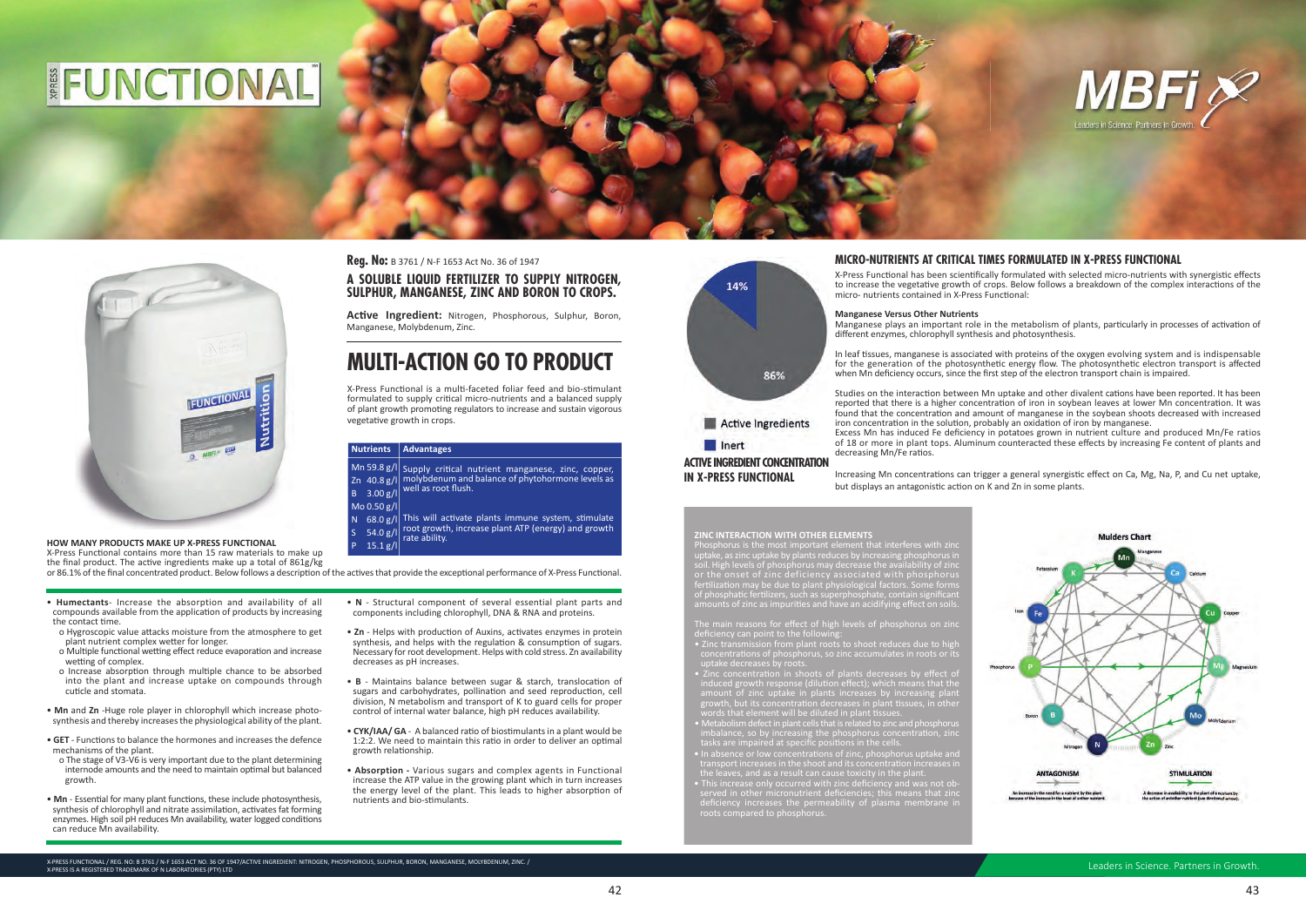# FUNCTIONAL

**Reg. No:** B 3761 / N-F 1653 Act No. 36 of 1947

## A SOLUBLE LIQUID FERTILIZER TO SUPPLY NITROGEN, SULPHUR, MANGANESE, ZINC AND BORON TO CROPS.

**Active Ingredient:** Nitrogen, Phosphorous, Sulphur, Boron, Manganese, Molybdenum, Zinc.

# MULTI-ACTION GO TO PRODUCT

X-Press Functional is a multi-faceted foliar feed and bio-stimulant formulated to supply critical micro-nutrients and a balanced supply of plant growth promoting regulators to increase and sustain vigorous vegetative growth in crops.

| Nutrients | Advantages |
|---|---|
| Mn 59.8 g/l<br>Zn 40.8 g/l<br>B 3.00 g/l<br>Mo 0.50 g/l | Supply critical nutrient manganese, zinc, copper, molybdenum and balance of phytohormone levels as well as root flush. |
| N 68.0 g/l<br>S 54.0 g/l<br>P 15.1 g/l | This will activate plants immune system, stimulate root growth, increase plant ATP (energy) and growth rate ability. |

### HOW MANY PRODUCTS MAKE UP X-PRESS FUNCTIONAL

X-Press Functional contains more than 15 raw materials to make up the final product. The active ingredients make up a total of 861g/kg or 86.1% of the final concentrated product. Below follows a description of the actives that provide the exceptional performance of X-Press Functional.

- **Humectants**- Increase the absorption and availability of all compounds available from the application of products by increasing the contact time.
  - o Hygroscopic value attacks moisture from the atmosphere to get plant nutrient complex wetter for longer.
  - o Multiple functional wetting effect reduce evaporation and increase wetting of complex.
  - o Increase absorption through multiple chance to be absorbed into the plant and increase uptake on compounds through cuticle and stomata.
- **Mn** and **Zn** -Huge role player in chlorophyll which increase photo-synthesis and thereby increases the physiological ability of the plant.
- **GET** - Functions to balance the hormones and increases the defence mechanisms of the plant.
  - o The stage of V3-V6 is very important due to the plant determining internode amounts and the need to maintain optimal but balanced growth.
- **Mn** - Essential for many plant functions, these include photosynthesis, synthesis of chlorophyll and nitrate assimilation, activates fat forming enzymes. High soil pH reduces Mn availability, water logged conditions can reduce Mn availability.
- **N** - Structural component of several essential plant parts and components including chlorophyll, DNA & RNA and proteins.
- **Zn** - Helps with production of Auxins, activates enzymes in protein synthesis, and helps with the regulation & consumption of sugars. Necessary for root development. Helps with cold stress. Zn availability decreases as pH increases.
- **B** - Maintains balance between sugar & starch, translocation of sugars and carbohydrates, pollination and seed reproduction, cell division, N metabolism and transport of K to guard cells for proper control of internal water balance, high pH reduces availability.
- **CYK/IAA/ GA** - A balanced ratio of biostimulants in a plant would be 1:2:2. We need to maintain this ratio in order to deliver an optimal growth relationship.
- **Absorption** - Various sugars and complex agents in Functional increase the ATP value in the growing plant which in turn increases the energy level of the plant. This leads to higher absorption of nutrients and bio-stimulants.

14%
86%

Active Ingredients
Inert

**ACTIVE INGREDIENT CONCENTRATION IN X-PRESS FUNCTIONAL**

## MICRO-NUTRIENTS AT CRITICAL TIMES FORMULATED IN X-PRESS FUNCTIONAL

X-Press Functional has been scientifically formulated with selected micro-nutrients with synergistic effects to increase the vegetative growth of crops. Below follows a breakdown of the complex interactions of the micro- nutrients contained in X-Press Functional:

### Manganese Versus Other Nutrients

Manganese plays an important role in the metabolism of plants, particularly in processes of activation of different enzymes, chlorophyll synthesis and photosynthesis.

In leaf tissues, manganese is associated with proteins of the oxygen evolving system and is indispensable for the generation of the photosynthetic energy flow. The photosynthetic electron transport is affected when Mn deficiency occurs, since the first step of the electron transport chain is impaired.

Studies on the interaction between Mn uptake and other divalent cations have been reported. It has been reported that there is a higher concentration of iron in soybean leaves at lower Mn concentration. It was found that the concentration and amount of manganese in the soybean shoots decreased with increased iron concentration in the solution, probably an oxidation of iron by manganese.
Excess Mn has induced Fe deficiency in potatoes grown in nutrient culture and produced Mn/Fe ratios of 18 or more in plant tops. Aluminum counteracted these effects by increasing Fe content of plants and decreasing Mn/Fe ratios.

Increasing Mn concentrations can trigger a general synergistic effect on Ca, Mg, Na, P, and Cu net uptake, but displays an antagonistic action on K and Zn in some plants.

### ZINC INTERACTION WITH OTHER ELEMENTS

Phosphorus is the most important element that interferes with zinc uptake, as zinc uptake by plants reduces by increasing phosphorus in soil. High levels of phosphorus may decrease the availability of zinc or the onset of zinc deficiency associated with phosphorus fertilization may be due to plant physiological factors. Some forms of phosphatic fertilizers, such as superphosphate, contain significant amounts of zinc as impurities and have an acidifying effect on soils.

The main reasons for effect of high levels of phosphorus on zinc deficiency can point to the following:

- Zinc transmission from plant roots to shoot reduces due to high concentrations of phosphorus, so zinc accumulates in roots or its uptake decreases by roots.
- Zinc concentration in shoots of plants decreases by effect of induced growth response (dilution effect); which means that the amount of zinc uptake in plants increases by increasing plant growth, but its concentration decreases in plant tissues, in other words that element will be diluted in plant tissues.
- Metabolism defect in plant cells that is related to zinc and phosphorus imbalance, so by increasing the phosphorus concentration, zinc tasks are impaired at specific positions in the cells.
- In absence or low concentrations of zinc, phosphorus uptake and transport increases in the shoot and its concentration increases in the leaves, and as a result can cause toxicity in the plant.
- This increase only occurred with zinc deficiency and was not observed in other micronutrient deficiencies; this means that zinc deficiency increases the permeability of plasma membrane in roots compared to phosphorus.

**Mulders Chart**

ANTAGONISM: An increase in the need for a nutrient by the plant because of the increase in the level of another nutrient.

STIMULATION: A decrease in availability to the plant of a nutrient by the action of another nutrient (see direction of arrow).

X-PRESS FUNCTIONAL / REG. NO: B 3761 / N-F 1653 ACT NO. 36 OF 1947/ACTIVE INGREDIENT: NITROGEN, PHOSPHOROUS, SULPHUR, BORON, MANGANESE, MOLYBDENUM, ZINC. /
X-PRESS IS A REGISTERED TRADEMARK OF N LABORATORIES (PTY) LTD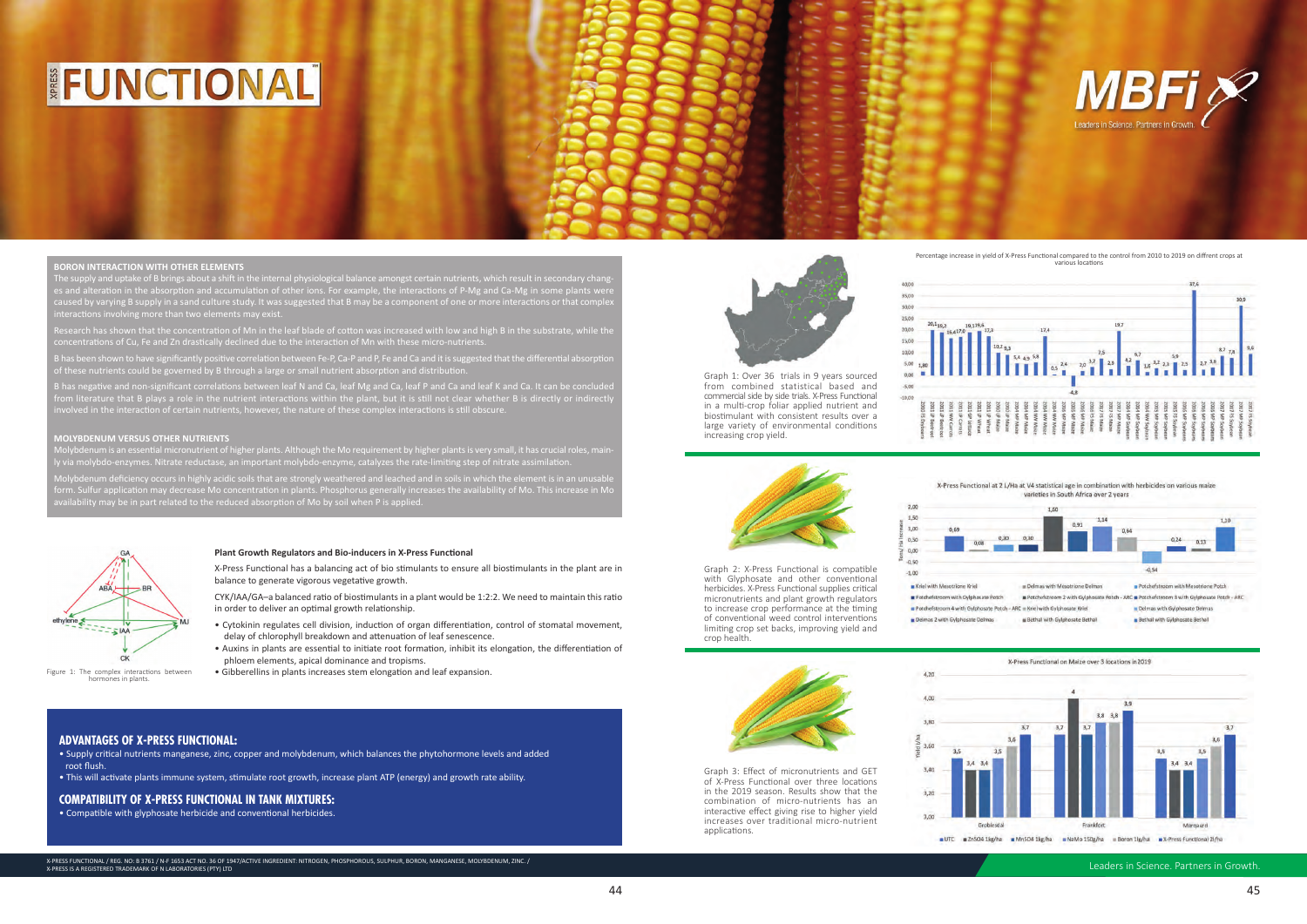# FUNCTIONAL

## BORON INTERACTION WITH OTHER ELEMENTS

The supply and uptake of B brings about a shift in the internal physiological balance amongst certain nutrients, which result in secondary changes and alteration in the absorption and accumulation of other ions. For example, the interactions of P-Mg and Ca-Mg in some plants were caused by varying B supply in a sand culture study. It was suggested that B may be a component of one or more interactions or that complex interactions involving more than two elements may exist.

Research has shown that the concentration of Mn in the leaf blade of cotton was increased with low and high B in the substrate, while the concentrations of Cu, Fe and Zn drastically declined due to the interaction of Mn with these micro-nutrients.

B has been shown to have significantly positive correlation between Fe-P, Ca-P and P, Fe and Ca and it is suggested that the differential absorption of these nutrients could be governed by B through a large or small nutrient absorption and distribution.

B has negative and non-significant correlations between leaf N and Ca, leaf Mg and Ca, leaf P and Ca and leaf K and Ca. It can be concluded from literature that B plays a role in the nutrient interactions within the plant, but it is still not clear whether B is directly or indirectly involved in the interaction of certain nutrients, however, the nature of these complex interactions is still obscure.

## MOLYBDENUM VERSUS OTHER NUTRIENTS

Molybdenum is an essential micronutrient of higher plants. Although the Mo requirement by higher plants is very small, it has crucial roles, mainly via molybdo-enzymes. Nitrate reductase, an important molybdo-enzyme, catalyzes the rate-limiting step of nitrate assimilation.

Molybdenum deficiency occurs in highly acidic soils that are strongly weathered and leached and in soils in which the element is in an unusable form. Sulfur application may decrease Mo concentration in plants. Phosphorus generally increases the availability of Mo. This increase in Mo availability may be in part related to the reduced absorption of Mo by soil when P is applied.

Figure 1: The complex interactions between hormones in plants.

### Plant Growth Regulators and Bio-inducers in X-Press Functional

X-Press Functional has a balancing act of bio stimulants to ensure all biostimulants in the plant are in balance to generate vigorous vegetative growth.

CYK/IAA/GA–a balanced ratio of biostimulants in a plant would be 1:2:2. We need to maintain this ratio in order to deliver an optimal growth relationship.

- Cytokinin regulates cell division, induction of organ differentiation, control of stomatal movement, delay of chlorophyll breakdown and attenuation of leaf senescence.
- Auxins in plants are essential to initiate root formation, inhibit its elongation, the differentiation of phloem elements, apical dominance and tropisms.
- Gibberellins in plants increases stem elongation and leaf expansion.

## ADVANTAGES OF X-PRESS FUNCTIONAL:

- Supply critical nutrients manganese, zinc, copper and molybdenum, which balances the phytohormone levels and added root flush.
- This will activate plants immune system, stimulate root growth, increase plant ATP (energy) and growth rate ability.

## COMPATIBILITY OF X-PRESS FUNCTIONAL IN TANK MIXTURES:

- Compatible with glyphosate herbicide and conventional herbicides.

X-PRESS FUNCTIONAL / REG. NO: B 3761 / N-F 1653 ACT NO. 36 OF 1947/ACTIVE INGREDIENT: NITROGEN, PHOSPHOROUS, SULPHUR, BORON, MANGANESE, MOLYBDENUM, ZINC. / X-PRESS IS A REGISTERED TRADEMARK OF N LABORATORIES (PTY) LTD

Percentage increase in yield of X-Press Functional compared to the control from 2010 to 2019 on diffrent crops at various locations

Graph 1: Over 36 trials in 9 years sourced from combined statistical based and commercial side by side trials. X-Press Functional in a multi-crop foliar applied nutrient and biostimulant with consistent results over a large variety of environmental conditions increasing crop yield.

X-Press Functional at 2 L/Ha at V4 statistical age in combination with herbicides on various maize varieties in South Africa over 2 years

Graph 2: X-Press Functional is compatible with Glyphosate and other conventional herbicides. X-Press Functional supplies critical micronutrients and plant growth regulators to increase crop performance at the timing of conventional weed control interventions limiting crop set backs, improving yield and crop health.

X-Press Functional on Maize over 3 locations in 2019

Graph 3: Effect of micronutrients and GET of X-Press Functional over three locations in the 2019 season. Results show that the combination of micro-nutrients has an interactive effect giving rise to higher yield increases over traditional micro-nutrient applications.

Leaders in Science. Partners in Growth.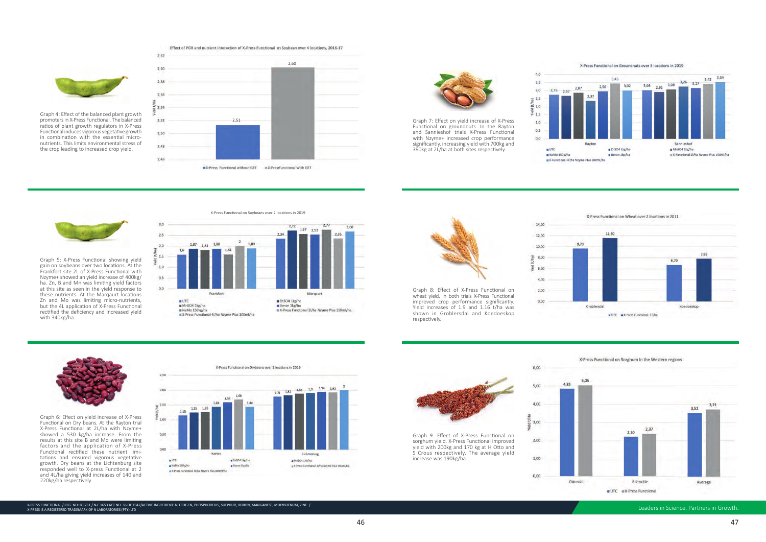Effect of PGR and nutrient interaction of X-Press Functional on Soybean over 4 locations, 2016-17

Yield t/ha

2,62
2,60
2,58
2,56
2,54
2,52
2,50
2,48
2,46

2,51
2,60

X-Press Functional without GET
X-PressFunctional With GET

Graph 4: Effect of the balanced plant growth promoters in X-Press Functional. The balanced ratios of plant growth regulators in X-Press Functional induces vigorous vegetative growth in combination with the essential micro-nutrients. This limits environmental stress of the crop leading to increased crop yield.

X-Press Functional on Groundnuts over 3 locations in 2019

Yield (t/ha)

4,0
3,5
3,0
2,5
2,0
1,5
1,0
0,5
0,0

2,75
2,67
2,87
2,37
2,96
3,45
3,02
3,03
2,92
3,08
3,26
3,17
3,42
3,54

Rayton
Sannieshof

UTC
NaMo 150g/ha
X-Functional 4l/ha Nzyme Plus 300ml/ha
ZnSO4 1kg/ha
Boron 1kg/ha
MnSO4 1kg/ha
X-Functional 2l/ha Nzyme Plus 150ml/ha

Graph 7: Effect on yield increase of X-Press Functional on groundnuts. In the Rayton and Sannieshof trials X-Press Functional with Nzyme+ increased crop performance significantly, increasing yield with 700kg and 390kg at 2L/ha at both sites respectively.

X-Press Functional on Soybeans over 2 locations in 2019

Yield (t/ha)

3,0
2,5
2,0
1,5
1,0
0,5
0,0

1,6
1,87
1,81
1,88
1,61
2
1,89
2,34
2,72
2,57
2,53
2,77
2,35
2,68

Frankfort
Marqaurt

UTC
MnSO4 1kg/ha
NaMo 150kg/ha
X-Press Functional 4l/ha Nzyme Plus 300ml/ha
ZnSO4 1kg/ha
Boron 1kg/ha
X-Press Functional 2l/ha Nzyme Plus 150ml/ha

Graph 5: X-Press Functional showing yield gain on soybeans over two locations. At the Frankfort site 2L of X-Press Functional with Nzyme+ showed an yield increase of 400kg/ha. Zn, B and Mn was limiting yield factors at this site as seen in the yield response to these nutrients. At the Marqaurt locations Zn and Mo was limiting micro-nutrients, but the 4L application of X-Press Functional rectified the deficiency and increased yield with 340kg/ha.

X-Press Functional on Wheat over 2 locations in 2011

Yied (t/ha)

14,00
12,00
10,00
8,00
6,00
4,00
2,00
0,00

9,70
11,60
6,70
7,86

Groblersdal
Koedoeskop

UTC
X-Press Functional 7 l/ha

Graph 8: Effect of X-Press Functional on wheat yield. In both trials X-Press Functional improved crop performance significantly. Yield increases of 1.9 and 1.16 t/ha was shown in Groblersdal and Koedoeskop respectively.

X-Press Functional on Drybeans over 2 locations in 2019

Yield (t/ha)

2,50
2,00
1,50
1,00
0,50
0,00

1,15
1,25
1,26
1,44
1,59
1,68
1,44
1,78
1,82
1,88
1,9
1,94
1,92
2

Rayton
Lichtenburg

UTC
NaMo 150g/ha
X-Press Functional 4l/ha Nzyme Plus 300ml/ha
ZnSO4 1kg/ha
Boron 1kg/ha
MnSO4 1kh/ha
X-Press Functional 2l/ha Nzyme Plus 150ml/ha

Graph 6: Effect on yield increase of X-Press Functional on Dry beans. At the Rayton trial X-Press Functional at 2L/ha with Nzyme+ showed a 530 kg/ha increase. From the results at this site B and Mo were limiting factors and the application of X-Press Functional rectified these nutrient limitations and ensured vigorous vegetative growth. Dry beans at the Lichtenburg site responded well to X-press Functional at 2 and 4L/ha giving yield increases of 140 and 220kg/ha respectively.

X-Press Functional on Sorghum in the Western regions

Yield t/Ha

6,00
5,00
4,00
3,00
2,00
1,00
0,00

4,85
5,05
2,20
2,37
3,52
3,71

Ottosdal
Edenville
Average

UTC
X-Press Functional

Graph 9: Effect of X-Press Functional on sorghum yield. X-Press Functional improved yield with 200kg and 170 kg at H Otto and S Crous respectively. The average yield increase was 190kg/ha.

X-PRESS FUNCTIONAL / REG. NO: B 3761 / N-F 1653 ACT NO. 36 OF 1947/ACTIVE INGREDIENT: NITROGEN, PHOSPHOROUS, SULPHUR, BORON, MANGANESE, MOLYBDENUM, ZINC. / X-PRESS IS A REGISTERED TRADEMARK OF N LABORATORIES (PTY) LTD

Leaders in Science. Partners in Growth.